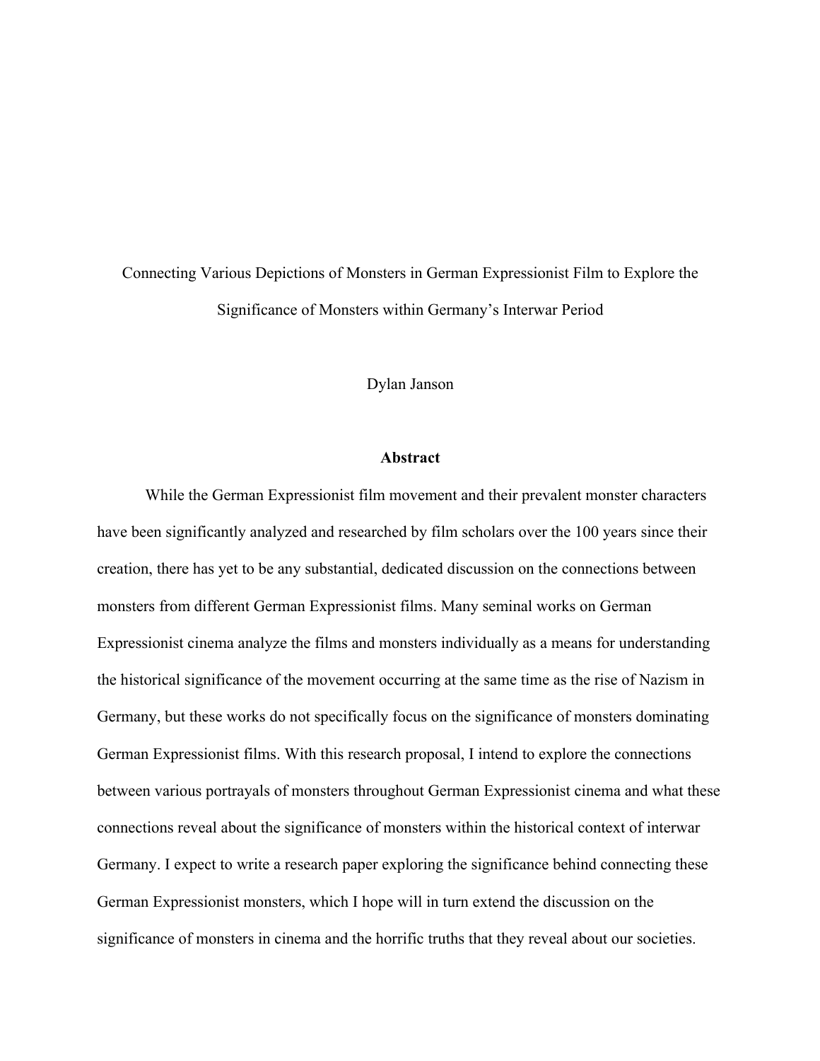# Connecting Various Depictions of Monsters in German Expressionist Film to Explore the Significance of Monsters within Germany's Interwar Period

Dylan Janson

## Abstract

While the German Expressionist film movement and their prevalent monster characters have been significantly analyzed and researched by film scholars over the 100 years since their creation, there has yet to be any substantial, dedicated discussion on the connections between monsters from different German Expressionist films. Many seminal works on German Expressionist cinema analyze the films and monsters individually as a means for understanding the historical significance of the movement occurring at the same time as the rise of Nazism in Germany, but these works do not specifically focus on the significance of monsters dominating German Expressionist films. With this research proposal, I intend to explore the connections between various portrayals of monsters throughout German Expressionist cinema and what these connections reveal about the significance of monsters within the historical context of interwar Germany. I expect to write a research paper exploring the significance behind connecting these German Expressionist monsters, which I hope will in turn extend the discussion on the significance of monsters in cinema and the horrific truths that they reveal about our societies.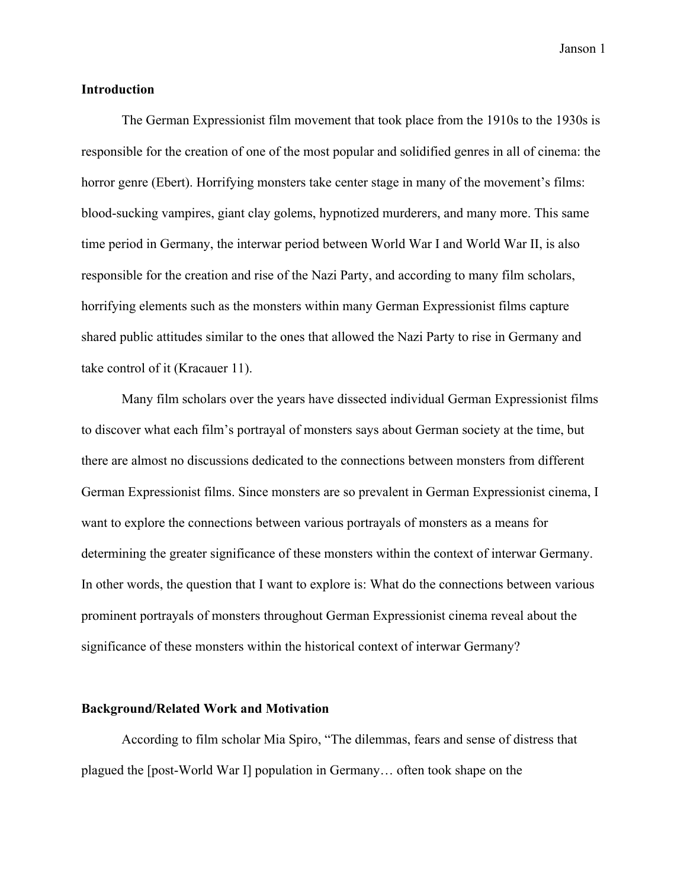## Introduction

The German Expressionist film movement that took place from the 1910s to the 1930s is responsible for the creation of one of the most popular and solidified genres in all of cinema: the horror genre (Ebert). Horrifying monsters take center stage in many of the movement's films: blood-sucking vampires, giant clay golems, hypnotized murderers, and many more. This same time period in Germany, the interwar period between World War I and World War II, is also responsible for the creation and rise of the Nazi Party, and according to many film scholars, horrifying elements such as the monsters within many German Expressionist films capture shared public attitudes similar to the ones that allowed the Nazi Party to rise in Germany and take control of it (Kracauer 11).

Many film scholars over the years have dissected individual German Expressionist films to discover what each film's portrayal of monsters says about German society at the time, but there are almost no discussions dedicated to the connections between monsters from different German Expressionist films. Since monsters are so prevalent in German Expressionist cinema, I want to explore the connections between various portrayals of monsters as a means for determining the greater significance of these monsters within the context of interwar Germany. In other words, the question that I want to explore is: What do the connections between various prominent portrayals of monsters throughout German Expressionist cinema reveal about the significance of these monsters within the historical context of interwar Germany?

## Background/Related Work and Motivation

According to film scholar Mia Spiro, "The dilemmas, fears and sense of distress that plagued the [post-World War I] population in Germany… often took shape on the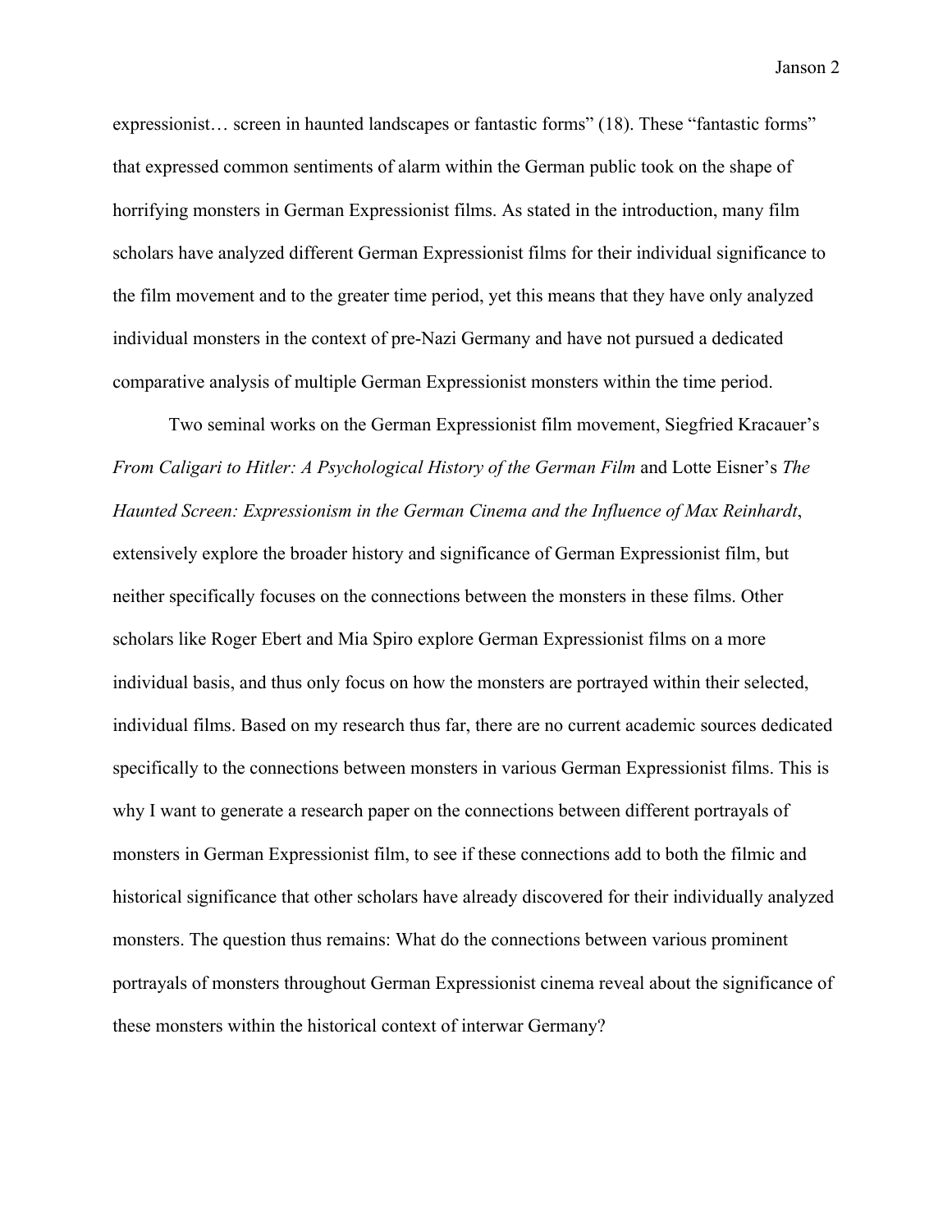expressionist… screen in haunted landscapes or fantastic forms" (18). These "fantastic forms" that expressed common sentiments of alarm within the German public took on the shape of horrifying monsters in German Expressionist films. As stated in the introduction, many film scholars have analyzed different German Expressionist films for their individual significance to the film movement and to the greater time period, yet this means that they have only analyzed individual monsters in the context of pre-Nazi Germany and have not pursued a dedicated comparative analysis of multiple German Expressionist monsters within the time period.

Two seminal works on the German Expressionist film movement, Siegfried Kracauer's *From Caligari to Hitler: A Psychological History of the German Film* and Lotte Eisner's *The Haunted Screen: Expressionism in the German Cinema and the Influence of Max Reinhardt*, extensively explore the broader history and significance of German Expressionist film, but neither specifically focuses on the connections between the monsters in these films. Other scholars like Roger Ebert and Mia Spiro explore German Expressionist films on a more individual basis, and thus only focus on how the monsters are portrayed within their selected, individual films. Based on my research thus far, there are no current academic sources dedicated specifically to the connections between monsters in various German Expressionist films. This is why I want to generate a research paper on the connections between different portrayals of monsters in German Expressionist film, to see if these connections add to both the filmic and historical significance that other scholars have already discovered for their individually analyzed monsters. The question thus remains: What do the connections between various prominent portrayals of monsters throughout German Expressionist cinema reveal about the significance of these monsters within the historical context of interwar Germany?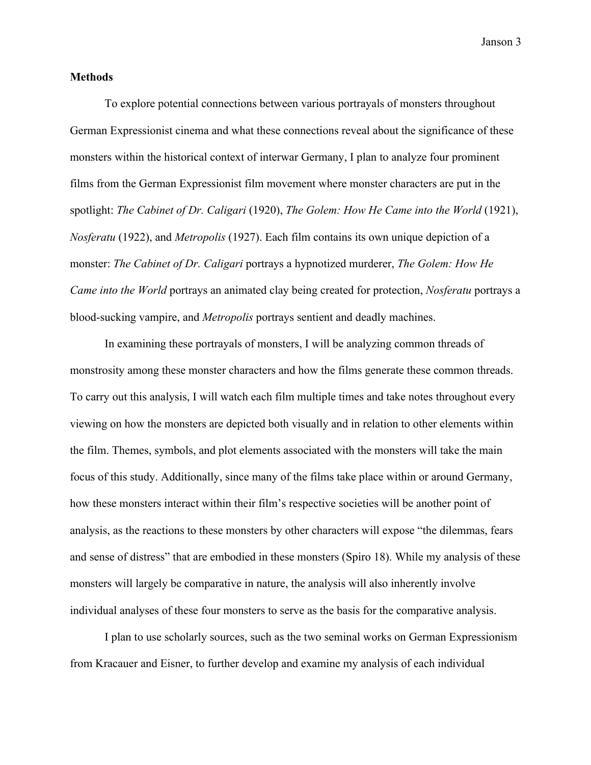**Methods**

To explore potential connections between various portrayals of monsters throughout German Expressionist cinema and what these connections reveal about the significance of these monsters within the historical context of interwar Germany, I plan to analyze four prominent films from the German Expressionist film movement where monster characters are put in the spotlight: *The Cabinet of Dr. Caligari* (1920), *The Golem: How He Came into the World* (1921), *Nosferatu* (1922), and *Metropolis* (1927). Each film contains its own unique depiction of a monster: *The Cabinet of Dr. Caligari* portrays a hypnotized murderer, *The Golem: How He Came into the World* portrays an animated clay being created for protection, *Nosferatu* portrays a blood-sucking vampire, and *Metropolis* portrays sentient and deadly machines.

In examining these portrayals of monsters, I will be analyzing common threads of monstrosity among these monster characters and how the films generate these common threads. To carry out this analysis, I will watch each film multiple times and take notes throughout every viewing on how the monsters are depicted both visually and in relation to other elements within the film. Themes, symbols, and plot elements associated with the monsters will take the main focus of this study. Additionally, since many of the films take place within or around Germany, how these monsters interact within their film's respective societies will be another point of analysis, as the reactions to these monsters by other characters will expose "the dilemmas, fears and sense of distress" that are embodied in these monsters (Spiro 18). While my analysis of these monsters will largely be comparative in nature, the analysis will also inherently involve individual analyses of these four monsters to serve as the basis for the comparative analysis.

I plan to use scholarly sources, such as the two seminal works on German Expressionism from Kracauer and Eisner, to further develop and examine my analysis of each individual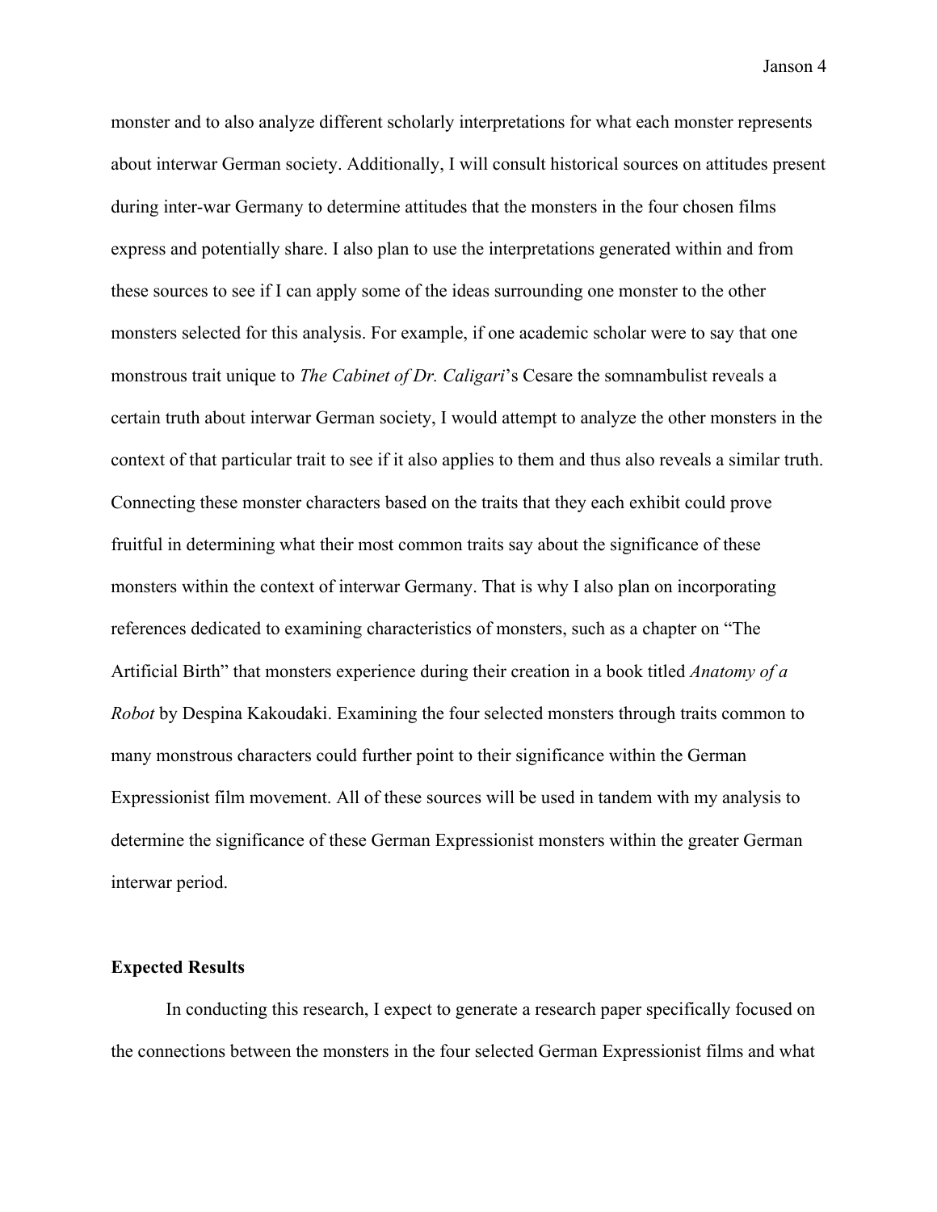monster and to also analyze different scholarly interpretations for what each monster represents about interwar German society. Additionally, I will consult historical sources on attitudes present during inter-war Germany to determine attitudes that the monsters in the four chosen films express and potentially share. I also plan to use the interpretations generated within and from these sources to see if I can apply some of the ideas surrounding one monster to the other monsters selected for this analysis. For example, if one academic scholar were to say that one monstrous trait unique to *The Cabinet of Dr. Caligari*'s Cesare the somnambulist reveals a certain truth about interwar German society, I would attempt to analyze the other monsters in the context of that particular trait to see if it also applies to them and thus also reveals a similar truth. Connecting these monster characters based on the traits that they each exhibit could prove fruitful in determining what their most common traits say about the significance of these monsters within the context of interwar Germany. That is why I also plan on incorporating references dedicated to examining characteristics of monsters, such as a chapter on "The Artificial Birth" that monsters experience during their creation in a book titled *Anatomy of a Robot* by Despina Kakoudaki. Examining the four selected monsters through traits common to many monstrous characters could further point to their significance within the German Expressionist film movement. All of these sources will be used in tandem with my analysis to determine the significance of these German Expressionist monsters within the greater German interwar period.

**Expected Results**

In conducting this research, I expect to generate a research paper specifically focused on the connections between the monsters in the four selected German Expressionist films and what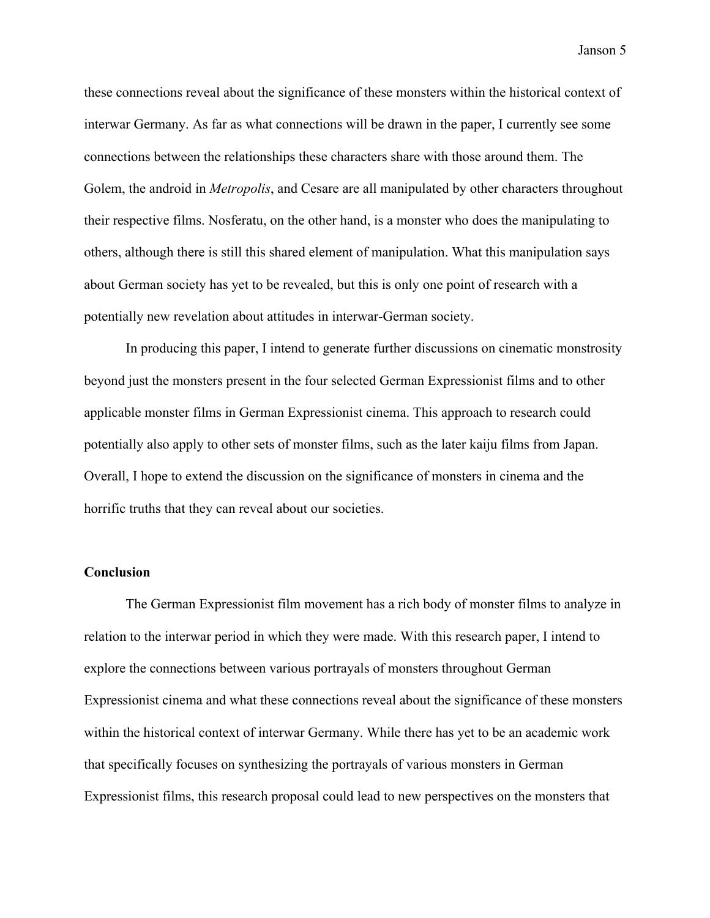these connections reveal about the significance of these monsters within the historical context of interwar Germany. As far as what connections will be drawn in the paper, I currently see some connections between the relationships these characters share with those around them. The Golem, the android in *Metropolis*, and Cesare are all manipulated by other characters throughout their respective films. Nosferatu, on the other hand, is a monster who does the manipulating to others, although there is still this shared element of manipulation. What this manipulation says about German society has yet to be revealed, but this is only one point of research with a potentially new revelation about attitudes in interwar-German society.

In producing this paper, I intend to generate further discussions on cinematic monstrosity beyond just the monsters present in the four selected German Expressionist films and to other applicable monster films in German Expressionist cinema. This approach to research could potentially also apply to other sets of monster films, such as the later kaiju films from Japan. Overall, I hope to extend the discussion on the significance of monsters in cinema and the horrific truths that they can reveal about our societies.

**Conclusion**

The German Expressionist film movement has a rich body of monster films to analyze in relation to the interwar period in which they were made. With this research paper, I intend to explore the connections between various portrayals of monsters throughout German Expressionist cinema and what these connections reveal about the significance of these monsters within the historical context of interwar Germany. While there has yet to be an academic work that specifically focuses on synthesizing the portrayals of various monsters in German Expressionist films, this research proposal could lead to new perspectives on the monsters that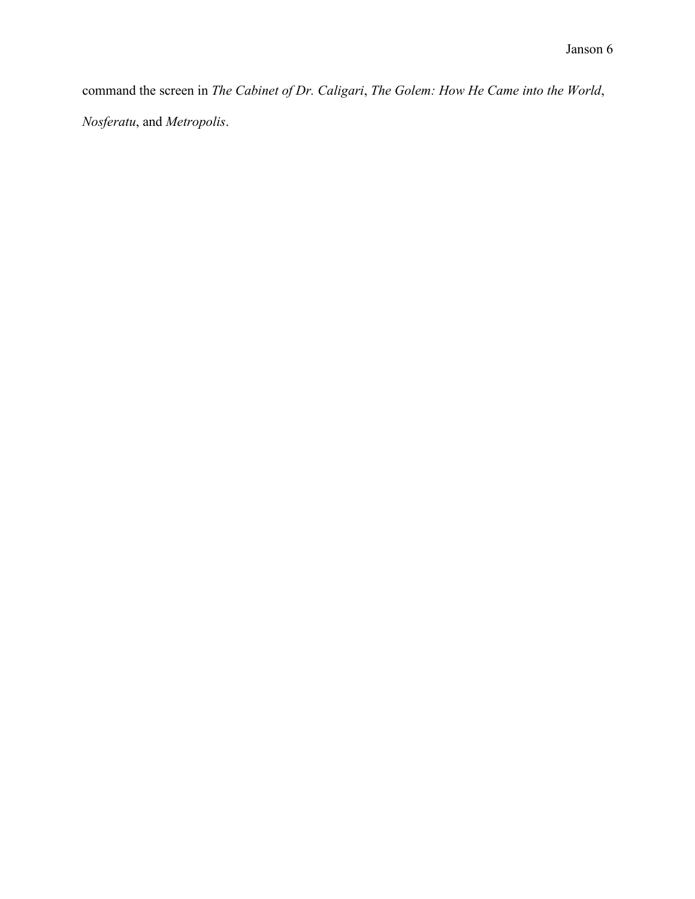command the screen in *The Cabinet of Dr. Caligari*, *The Golem: How He Came into the World*, *Nosferatu*, and *Metropolis*.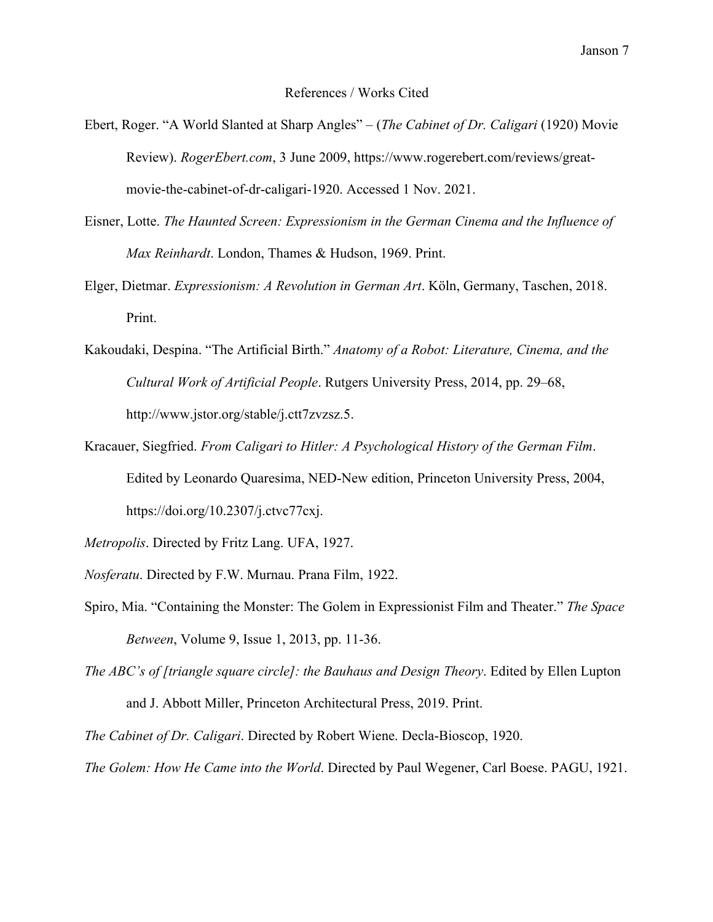# References / Works Cited

Ebert, Roger. "A World Slanted at Sharp Angles" – (*The Cabinet of Dr. Caligari* (1920) Movie Review). *RogerEbert.com*, 3 June 2009, https://www.rogerebert.com/reviews/great-movie-the-cabinet-of-dr-caligari-1920. Accessed 1 Nov. 2021.

Eisner, Lotte. *The Haunted Screen: Expressionism in the German Cinema and the Influence of Max Reinhardt*. London, Thames & Hudson, 1969. Print.

Elger, Dietmar. *Expressionism: A Revolution in German Art*. Köln, Germany, Taschen, 2018. Print.

Kakoudaki, Despina. "The Artificial Birth." *Anatomy of a Robot: Literature, Cinema, and the Cultural Work of Artificial People*. Rutgers University Press, 2014, pp. 29–68, http://www.jstor.org/stable/j.ctt7zvzsz.5.

Kracauer, Siegfried. *From Caligari to Hitler: A Psychological History of the German Film*. Edited by Leonardo Quaresima, NED-New edition, Princeton University Press, 2004, https://doi.org/10.2307/j.ctvc77cxj.

*Metropolis*. Directed by Fritz Lang. UFA, 1927.

*Nosferatu*. Directed by F.W. Murnau. Prana Film, 1922.

Spiro, Mia. "Containing the Monster: The Golem in Expressionist Film and Theater." *The Space Between*, Volume 9, Issue 1, 2013, pp. 11-36.

*The ABC's of [triangle square circle]: the Bauhaus and Design Theory*. Edited by Ellen Lupton and J. Abbott Miller, Princeton Architectural Press, 2019. Print.

*The Cabinet of Dr. Caligari*. Directed by Robert Wiene. Decla-Bioscop, 1920.

*The Golem: How He Came into the World*. Directed by Paul Wegener, Carl Boese. PAGU, 1921.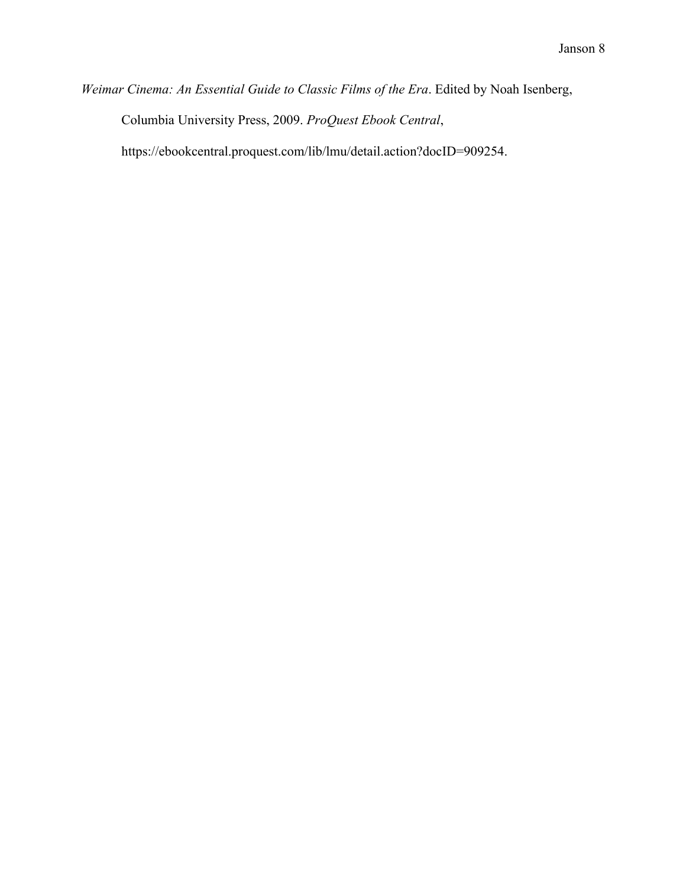*Weimar Cinema: An Essential Guide to Classic Films of the Era*. Edited by Noah Isenberg, Columbia University Press, 2009. *ProQuest Ebook Central*, https://ebookcentral.proquest.com/lib/lmu/detail.action?docID=909254.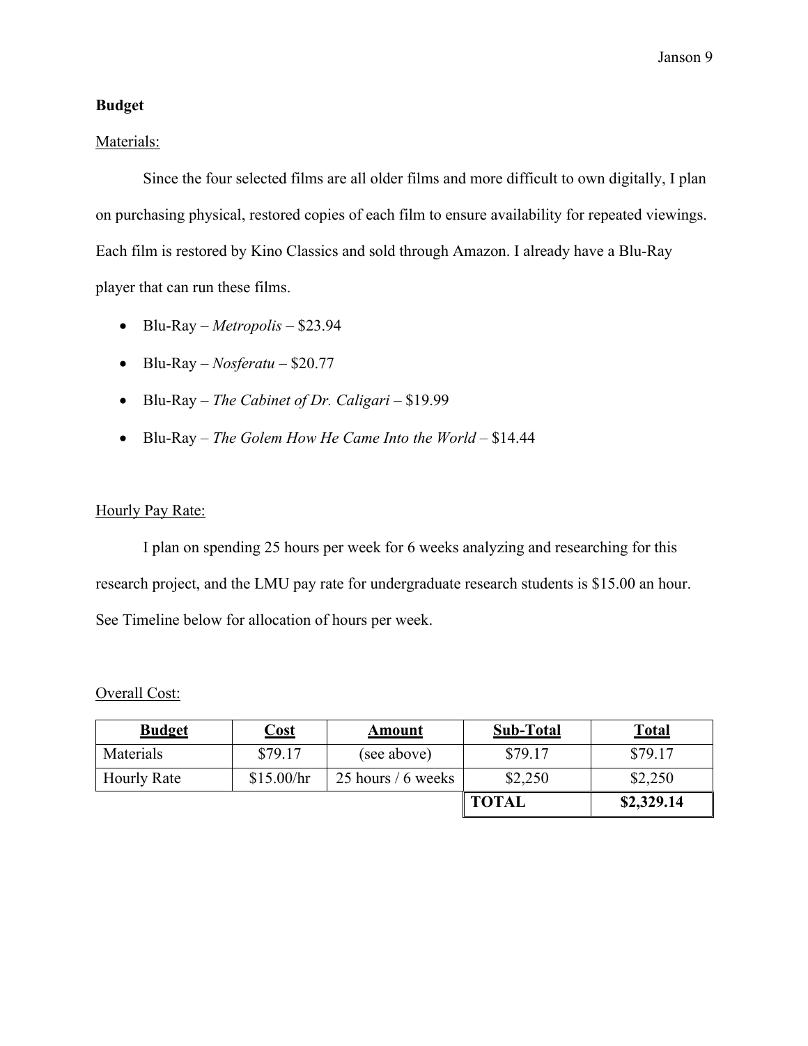**Budget**

Materials:

Since the four selected films are all older films and more difficult to own digitally, I plan on purchasing physical, restored copies of each film to ensure availability for repeated viewings. Each film is restored by Kino Classics and sold through Amazon. I already have a Blu-Ray player that can run these films.

- Blu-Ray – *Metropolis* – $23.94
- Blu-Ray – *Nosferatu* – $20.77
- Blu-Ray – *The Cabinet of Dr. Caligari* – $19.99
- Blu-Ray – *The Golem How He Came Into the World* – $14.44

Hourly Pay Rate:

I plan on spending 25 hours per week for 6 weeks analyzing and researching for this research project, and the LMU pay rate for undergraduate research students is $15.00 an hour. See Timeline below for allocation of hours per week.

Overall Cost:

| **Budget** | **Cost** | **Amount** | **Sub-Total** | **Total** |
|---|---|---|---|---|
| Materials | $79.17 | (see above) | $79.17 | $79.17 |
| Hourly Rate | $15.00/hr | 25 hours / 6 weeks | $2,250 | $2,250 |
| | | | **TOTAL** | **$2,329.14** |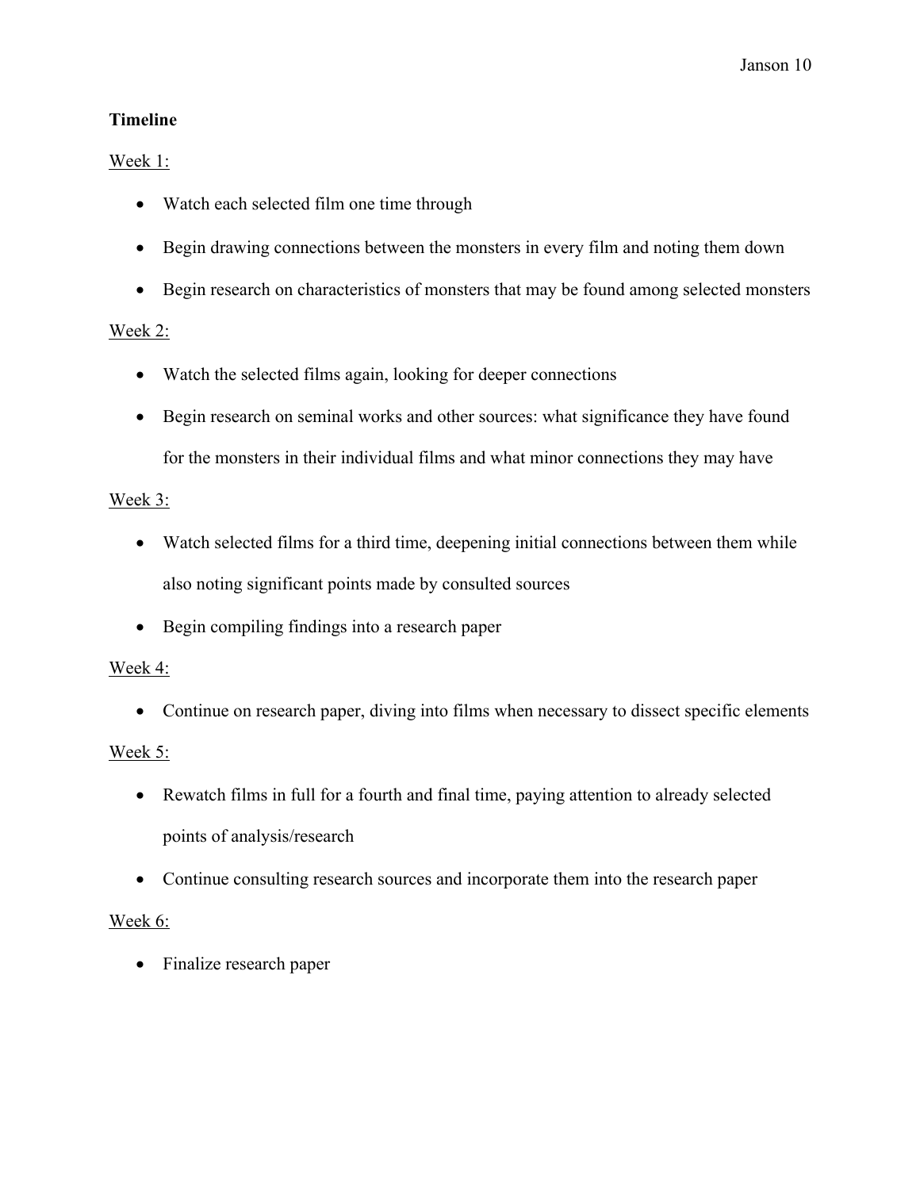**Timeline**

Week 1:

- Watch each selected film one time through
- Begin drawing connections between the monsters in every film and noting them down
- Begin research on characteristics of monsters that may be found among selected monsters

Week 2:

- Watch the selected films again, looking for deeper connections
- Begin research on seminal works and other sources: what significance they have found for the monsters in their individual films and what minor connections they may have

Week 3:

- Watch selected films for a third time, deepening initial connections between them while also noting significant points made by consulted sources
- Begin compiling findings into a research paper

Week 4:

- Continue on research paper, diving into films when necessary to dissect specific elements

Week 5:

- Rewatch films in full for a fourth and final time, paying attention to already selected points of analysis/research
- Continue consulting research sources and incorporate them into the research paper

Week 6:

- Finalize research paper